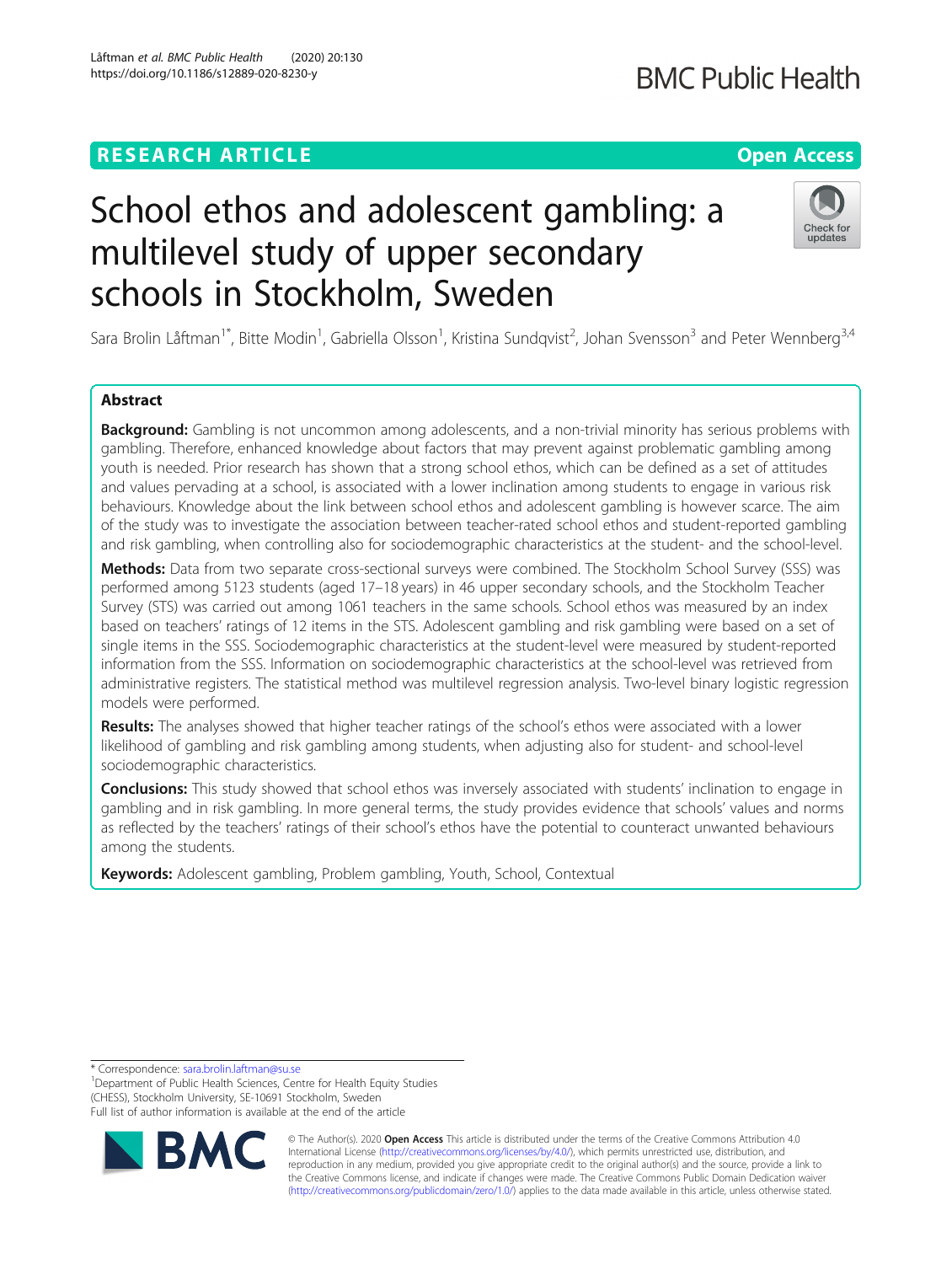**RESEARCH ARTICLE** **Open Access**

# School ethos and adolescent gambling: a multilevel study of upper secondary schools in Stockholm, Sweden

Sara Brolin Låftman[1*], Bitte Modin[1], Gabriella Olsson[1], Kristina Sundqvist[2], Johan Svensson[3] and Peter Wennberg[3,4]

## Abstract

**Background:** Gambling is not uncommon among adolescents, and a non-trivial minority has serious problems with gambling. Therefore, enhanced knowledge about factors that may prevent against problematic gambling among youth is needed. Prior research has shown that a strong school ethos, which can be defined as a set of attitudes and values pervading at a school, is associated with a lower inclination among students to engage in various risk behaviours. Knowledge about the link between school ethos and adolescent gambling is however scarce. The aim of the study was to investigate the association between teacher-rated school ethos and student-reported gambling and risk gambling, when controlling also for sociodemographic characteristics at the student- and the school-level.

**Methods:** Data from two separate cross-sectional surveys were combined. The Stockholm School Survey (SSS) was performed among 5123 students (aged 17–18 years) in 46 upper secondary schools, and the Stockholm Teacher Survey (STS) was carried out among 1061 teachers in the same schools. School ethos was measured by an index based on teachers' ratings of 12 items in the STS. Adolescent gambling and risk gambling were based on a set of single items in the SSS. Sociodemographic characteristics at the student-level were measured by student-reported information from the SSS. Information on sociodemographic characteristics at the school-level was retrieved from administrative registers. The statistical method was multilevel regression analysis. Two-level binary logistic regression models were performed.

**Results:** The analyses showed that higher teacher ratings of the school's ethos were associated with a lower likelihood of gambling and risk gambling among students, when adjusting also for student- and school-level sociodemographic characteristics.

**Conclusions:** This study showed that school ethos was inversely associated with students' inclination to engage in gambling and in risk gambling. In more general terms, the study provides evidence that schools' values and norms as reflected by the teachers' ratings of their school's ethos have the potential to counteract unwanted behaviours among the students.

**Keywords:** Adolescent gambling, Problem gambling, Youth, School, Contextual

---

* Correspondence: sara.brolin.laftman@su.se
[1]Department of Public Health Sciences, Centre for Health Equity Studies (CHESS), Stockholm University, SE-10691 Stockholm, Sweden
Full list of author information is available at the end of the article

© The Author(s). 2020 **Open Access** This article is distributed under the terms of the Creative Commons Attribution 4.0 International License (http://creativecommons.org/licenses/by/4.0/), which permits unrestricted use, distribution, and reproduction in any medium, provided you give appropriate credit to the original author(s) and the source, provide a link to the Creative Commons license, and indicate if changes were made. The Creative Commons Public Domain Dedication waiver (http://creativecommons.org/publicdomain/zero/1.0/) applies to the data made available in this article, unless otherwise stated.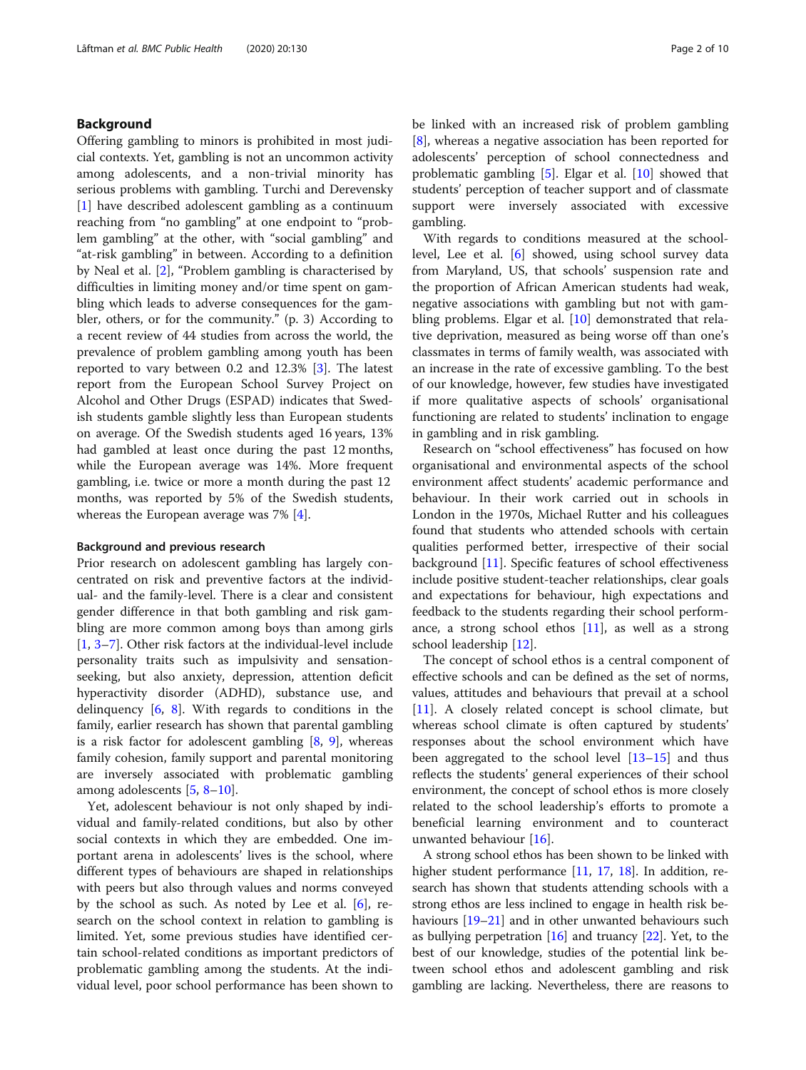## Background

Offering gambling to minors is prohibited in most judicial contexts. Yet, gambling is not an uncommon activity among adolescents, and a non-trivial minority has serious problems with gambling. Turchi and Derevensky [1] have described adolescent gambling as a continuum reaching from "no gambling" at one endpoint to "problem gambling" at the other, with "social gambling" and "at-risk gambling" in between. According to a definition by Neal et al. [2], "Problem gambling is characterised by difficulties in limiting money and/or time spent on gambling which leads to adverse consequences for the gambler, others, or for the community." (p. 3) According to a recent review of 44 studies from across the world, the prevalence of problem gambling among youth has been reported to vary between 0.2 and 12.3% [3]. The latest report from the European School Survey Project on Alcohol and Other Drugs (ESPAD) indicates that Swedish students gamble slightly less than European students on average. Of the Swedish students aged 16 years, 13% had gambled at least once during the past 12 months, while the European average was 14%. More frequent gambling, i.e. twice or more a month during the past 12 months, was reported by 5% of the Swedish students, whereas the European average was 7% [4].

### Background and previous research

Prior research on adolescent gambling has largely concentrated on risk and preventive factors at the individual- and the family-level. There is a clear and consistent gender difference in that both gambling and risk gambling are more common among boys than among girls [1, 3–7]. Other risk factors at the individual-level include personality traits such as impulsivity and sensation-seeking, but also anxiety, depression, attention deficit hyperactivity disorder (ADHD), substance use, and delinquency [6, 8]. With regards to conditions in the family, earlier research has shown that parental gambling is a risk factor for adolescent gambling [8, 9], whereas family cohesion, family support and parental monitoring are inversely associated with problematic gambling among adolescents [5, 8–10].

Yet, adolescent behaviour is not only shaped by individual and family-related conditions, but also by other social contexts in which they are embedded. One important arena in adolescents' lives is the school, where different types of behaviours are shaped in relationships with peers but also through values and norms conveyed by the school as such. As noted by Lee et al. [6], research on the school context in relation to gambling is limited. Yet, some previous studies have identified certain school-related conditions as important predictors of problematic gambling among the students. At the individual level, poor school performance has been shown to be linked with an increased risk of problem gambling [8], whereas a negative association has been reported for adolescents' perception of school connectedness and problematic gambling [5]. Elgar et al. [10] showed that students' perception of teacher support and of classmate support were inversely associated with excessive gambling.

With regards to conditions measured at the school-level, Lee et al. [6] showed, using school survey data from Maryland, US, that schools' suspension rate and the proportion of African American students had weak, negative associations with gambling but not with gambling problems. Elgar et al. [10] demonstrated that relative deprivation, measured as being worse off than one's classmates in terms of family wealth, was associated with an increase in the rate of excessive gambling. To the best of our knowledge, however, few studies have investigated if more qualitative aspects of schools' organisational functioning are related to students' inclination to engage in gambling and in risk gambling.

Research on "school effectiveness" has focused on how organisational and environmental aspects of the school environment affect students' academic performance and behaviour. In their work carried out in schools in London in the 1970s, Michael Rutter and his colleagues found that students who attended schools with certain qualities performed better, irrespective of their social background [11]. Specific features of school effectiveness include positive student-teacher relationships, clear goals and expectations for behaviour, high expectations and feedback to the students regarding their school performance, a strong school ethos [11], as well as a strong school leadership [12].

The concept of school ethos is a central component of effective schools and can be defined as the set of norms, values, attitudes and behaviours that prevail at a school [11]. A closely related concept is school climate, but whereas school climate is often captured by students' responses about the school environment which have been aggregated to the school level [13–15] and thus reflects the students' general experiences of their school environment, the concept of school ethos is more closely related to the school leadership's efforts to promote a beneficial learning environment and to counteract unwanted behaviour [16].

A strong school ethos has been shown to be linked with higher student performance [11, 17, 18]. In addition, research has shown that students attending schools with a strong ethos are less inclined to engage in health risk behaviours [19–21] and in other unwanted behaviours such as bullying perpetration [16] and truancy [22]. Yet, to the best of our knowledge, studies of the potential link between school ethos and adolescent gambling and risk gambling are lacking. Nevertheless, there are reasons to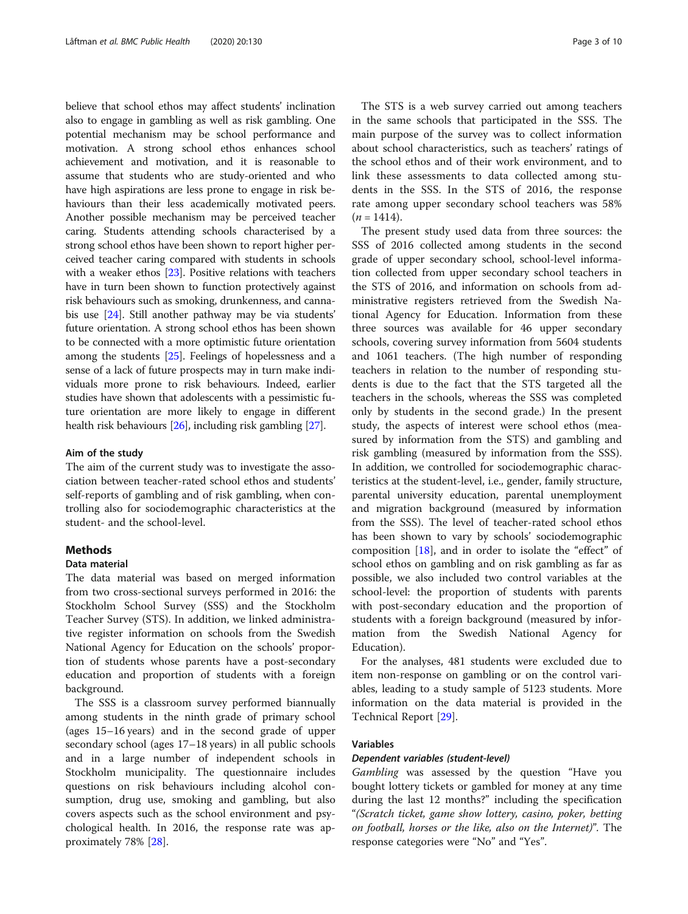believe that school ethos may affect students' inclination also to engage in gambling as well as risk gambling. One potential mechanism may be school performance and motivation. A strong school ethos enhances school achievement and motivation, and it is reasonable to assume that students who are study-oriented and who have high aspirations are less prone to engage in risk behaviours than their less academically motivated peers. Another possible mechanism may be perceived teacher caring. Students attending schools characterised by a strong school ethos have been shown to report higher perceived teacher caring compared with students in schools with a weaker ethos [23]. Positive relations with teachers have in turn been shown to function protectively against risk behaviours such as smoking, drunkenness, and cannabis use [24]. Still another pathway may be via students' future orientation. A strong school ethos has been shown to be connected with a more optimistic future orientation among the students [25]. Feelings of hopelessness and a sense of a lack of future prospects may in turn make individuals more prone to risk behaviours. Indeed, earlier studies have shown that adolescents with a pessimistic future orientation are more likely to engage in different health risk behaviours [26], including risk gambling [27].

### Aim of the study

The aim of the current study was to investigate the association between teacher-rated school ethos and students' self-reports of gambling and of risk gambling, when controlling also for sociodemographic characteristics at the student- and the school-level.

## Methods

### Data material

The data material was based on merged information from two cross-sectional surveys performed in 2016: the Stockholm School Survey (SSS) and the Stockholm Teacher Survey (STS). In addition, we linked administrative register information on schools from the Swedish National Agency for Education on the schools' proportion of students whose parents have a post-secondary education and proportion of students with a foreign background.

The SSS is a classroom survey performed biannually among students in the ninth grade of primary school (ages 15–16 years) and in the second grade of upper secondary school (ages 17–18 years) in all public schools and in a large number of independent schools in Stockholm municipality. The questionnaire includes questions on risk behaviours including alcohol consumption, drug use, smoking and gambling, but also covers aspects such as the school environment and psychological health. In 2016, the response rate was approximately 78% [28].

The STS is a web survey carried out among teachers in the same schools that participated in the SSS. The main purpose of the survey was to collect information about school characteristics, such as teachers' ratings of the school ethos and of their work environment, and to link these assessments to data collected among students in the SSS. In the STS of 2016, the response rate among upper secondary school teachers was 58% ($n = 1414$).

The present study used data from three sources: the SSS of 2016 collected among students in the second grade of upper secondary school, school-level information collected from upper secondary school teachers in the STS of 2016, and information on schools from administrative registers retrieved from the Swedish National Agency for Education. Information from these three sources was available for 46 upper secondary schools, covering survey information from 5604 students and 1061 teachers. (The high number of responding teachers in relation to the number of responding students is due to the fact that the STS targeted all the teachers in the schools, whereas the SSS was completed only by students in the second grade.) In the present study, the aspects of interest were school ethos (measured by information from the STS) and gambling and risk gambling (measured by information from the SSS). In addition, we controlled for sociodemographic characteristics at the student-level, i.e., gender, family structure, parental university education, parental unemployment and migration background (measured by information from the SSS). The level of teacher-rated school ethos has been shown to vary by schools' sociodemographic composition [18], and in order to isolate the "effect" of school ethos on gambling and on risk gambling as far as possible, we also included two control variables at the school-level: the proportion of students with parents with post-secondary education and the proportion of students with a foreign background (measured by information from the Swedish National Agency for Education).

For the analyses, 481 students were excluded due to item non-response on gambling or on the control variables, leading to a study sample of 5123 students. More information on the data material is provided in the Technical Report [29].

### Variables

#### *Dependent variables (student-level)*

*Gambling* was assessed by the question "Have you bought lottery tickets or gambled for money at any time during the last 12 months?" including the specification "*(Scratch ticket, game show lottery, casino, poker, betting on football, horses or the like, also on the Internet)*". The response categories were "No" and "Yes".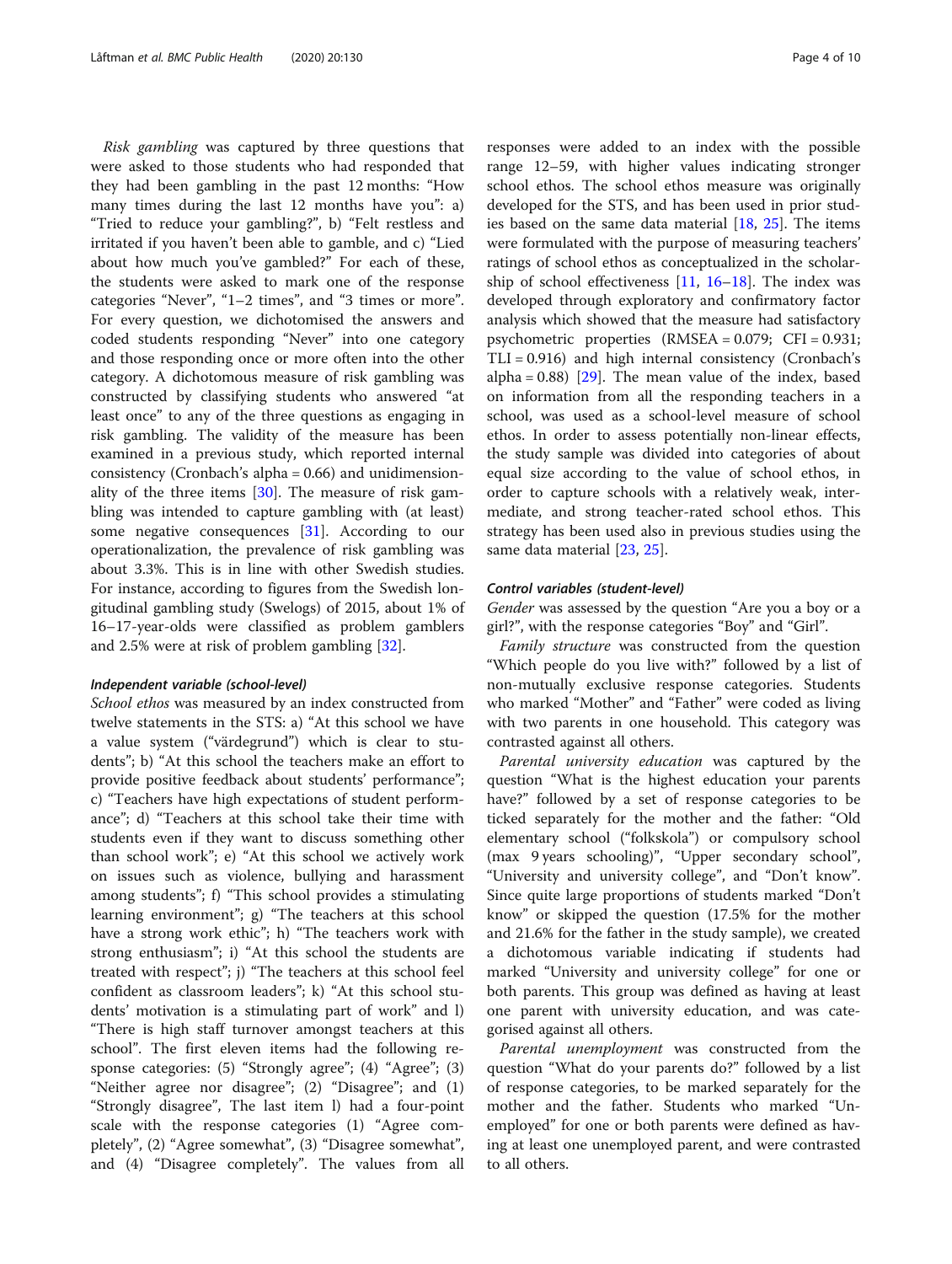*Risk gambling* was captured by three questions that were asked to those students who had responded that they had been gambling in the past 12 months: "How many times during the last 12 months have you": a) "Tried to reduce your gambling?", b) "Felt restless and irritated if you haven't been able to gamble, and c) "Lied about how much you've gambled?" For each of these, the students were asked to mark one of the response categories "Never", "1–2 times", and "3 times or more". For every question, we dichotomised the answers and coded students responding "Never" into one category and those responding once or more often into the other category. A dichotomous measure of risk gambling was constructed by classifying students who answered "at least once" to any of the three questions as engaging in risk gambling. The validity of the measure has been examined in a previous study, which reported internal consistency (Cronbach's alpha = 0.66) and unidimensionality of the three items [30]. The measure of risk gambling was intended to capture gambling with (at least) some negative consequences [31]. According to our operationalization, the prevalence of risk gambling was about 3.3%. This is in line with other Swedish studies. For instance, according to figures from the Swedish longitudinal gambling study (Swelogs) of 2015, about 1% of 16–17-year-olds were classified as problem gamblers and 2.5% were at risk of problem gambling [32].

#### *Independent variable (school-level)*

*School ethos* was measured by an index constructed from twelve statements in the STS: a) "At this school we have a value system ("värdegrund") which is clear to students"; b) "At this school the teachers make an effort to provide positive feedback about students' performance"; c) "Teachers have high expectations of student performance"; d) "Teachers at this school take their time with students even if they want to discuss something other than school work"; e) "At this school we actively work on issues such as violence, bullying and harassment among students"; f) "This school provides a stimulating learning environment"; g) "The teachers at this school have a strong work ethic"; h) "The teachers work with strong enthusiasm"; i) "At this school the students are treated with respect"; j) "The teachers at this school feel confident as classroom leaders"; k) "At this school students' motivation is a stimulating part of work" and l) "There is high staff turnover amongst teachers at this school". The first eleven items had the following response categories: (5) "Strongly agree"; (4) "Agree"; (3) "Neither agree nor disagree"; (2) "Disagree"; and (1) "Strongly disagree", The last item l) had a four-point scale with the response categories (1) "Agree completely", (2) "Agree somewhat", (3) "Disagree somewhat", and (4) "Disagree completely". The values from all responses were added to an index with the possible range 12–59, with higher values indicating stronger school ethos. The school ethos measure was originally developed for the STS, and has been used in prior studies based on the same data material [18, 25]. The items were formulated with the purpose of measuring teachers' ratings of school ethos as conceptualized in the scholarship of school effectiveness [11, 16–18]. The index was developed through exploratory and confirmatory factor analysis which showed that the measure had satisfactory psychometric properties (RMSEA = 0.079; CFI = 0.931; TLI = 0.916) and high internal consistency (Cronbach's alpha = 0.88) [29]. The mean value of the index, based on information from all the responding teachers in a school, was used as a school-level measure of school ethos. In order to assess potentially non-linear effects, the study sample was divided into categories of about equal size according to the value of school ethos, in order to capture schools with a relatively weak, intermediate, and strong teacher-rated school ethos. This strategy has been used also in previous studies using the same data material [23, 25].

#### *Control variables (student-level)*

*Gender* was assessed by the question "Are you a boy or a girl?", with the response categories "Boy" and "Girl".

*Family structure* was constructed from the question "Which people do you live with?" followed by a list of non-mutually exclusive response categories. Students who marked "Mother" and "Father" were coded as living with two parents in one household. This category was contrasted against all others.

*Parental university education* was captured by the question "What is the highest education your parents have?" followed by a set of response categories to be ticked separately for the mother and the father: "Old elementary school ("folkskola") or compulsory school (max 9 years schooling)", "Upper secondary school", "University and university college", and "Don't know". Since quite large proportions of students marked "Don't know" or skipped the question (17.5% for the mother and 21.6% for the father in the study sample), we created a dichotomous variable indicating if students had marked "University and university college" for one or both parents. This group was defined as having at least one parent with university education, and was categorised against all others.

*Parental unemployment* was constructed from the question "What do your parents do?" followed by a list of response categories, to be marked separately for the mother and the father. Students who marked "Unemployed" for one or both parents were defined as having at least one unemployed parent, and were contrasted to all others.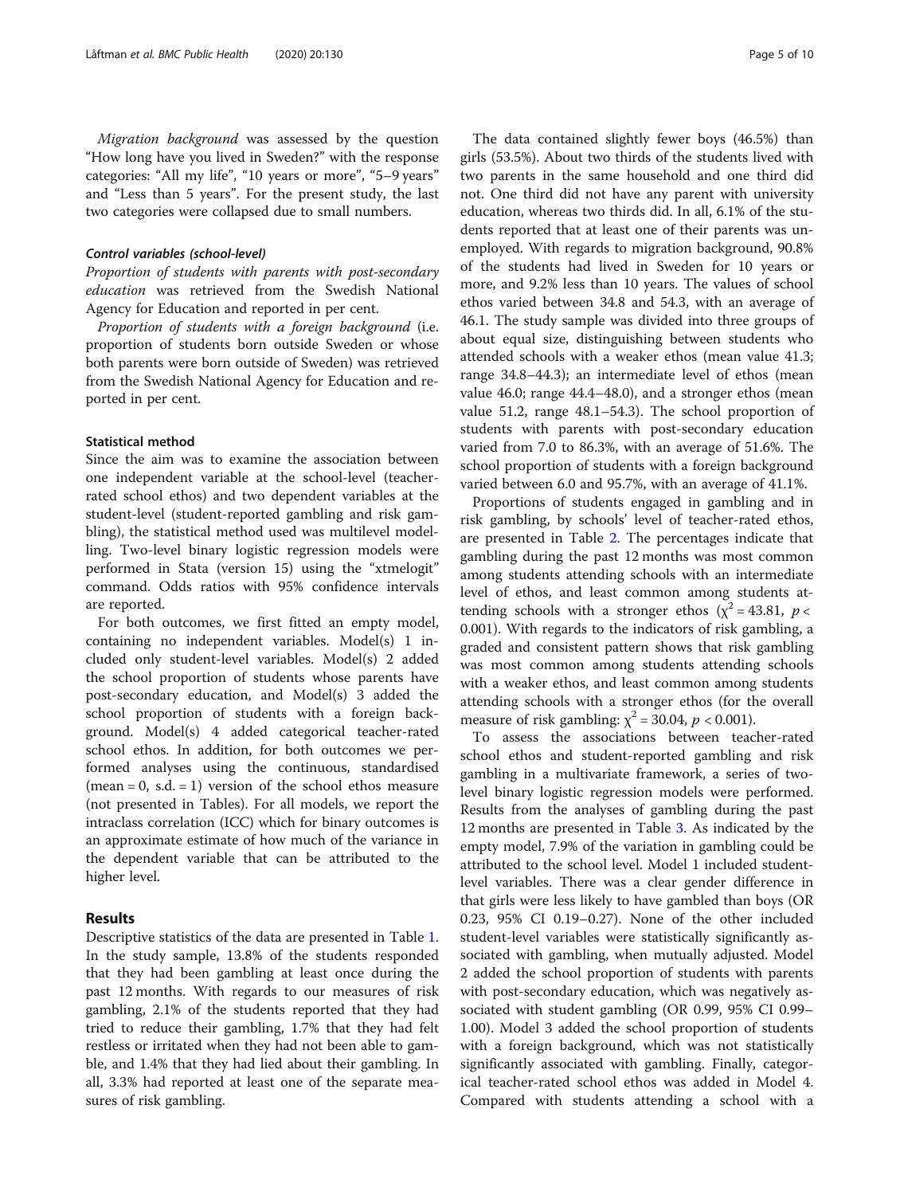*Migration background* was assessed by the question "How long have you lived in Sweden?" with the response categories: "All my life", "10 years or more", "5–9 years" and "Less than 5 years". For the present study, the last two categories were collapsed due to small numbers.

#### *Control variables (school-level)*

*Proportion of students with parents with post-secondary education* was retrieved from the Swedish National Agency for Education and reported in per cent.

*Proportion of students with a foreign background* (i.e. proportion of students born outside Sweden or whose both parents were born outside of Sweden) was retrieved from the Swedish National Agency for Education and reported in per cent.

### Statistical method

Since the aim was to examine the association between one independent variable at the school-level (teacher-rated school ethos) and two dependent variables at the student-level (student-reported gambling and risk gambling), the statistical method used was multilevel modelling. Two-level binary logistic regression models were performed in Stata (version 15) using the "xtmelogit" command. Odds ratios with 95% confidence intervals are reported.

For both outcomes, we first fitted an empty model, containing no independent variables. Model(s) 1 included only student-level variables. Model(s) 2 added the school proportion of students whose parents have post-secondary education, and Model(s) 3 added the school proportion of students with a foreign background. Model(s) 4 added categorical teacher-rated school ethos. In addition, for both outcomes we performed analyses using the continuous, standardised (mean = 0, s.d. = 1) version of the school ethos measure (not presented in Tables). For all models, we report the intraclass correlation (ICC) which for binary outcomes is an approximate estimate of how much of the variance in the dependent variable that can be attributed to the higher level.

## Results

Descriptive statistics of the data are presented in Table 1. In the study sample, 13.8% of the students responded that they had been gambling at least once during the past 12 months. With regards to our measures of risk gambling, 2.1% of the students reported that they had tried to reduce their gambling, 1.7% that they had felt restless or irritated when they had not been able to gamble, and 1.4% that they had lied about their gambling. In all, 3.3% had reported at least one of the separate measures of risk gambling.

The data contained slightly fewer boys (46.5%) than girls (53.5%). About two thirds of the students lived with two parents in the same household and one third did not. One third did not have any parent with university education, whereas two thirds did. In all, 6.1% of the students reported that at least one of their parents was unemployed. With regards to migration background, 90.8% of the students had lived in Sweden for 10 years or more, and 9.2% less than 10 years. The values of school ethos varied between 34.8 and 54.3, with an average of 46.1. The study sample was divided into three groups of about equal size, distinguishing between students who attended schools with a weaker ethos (mean value 41.3; range 34.8–44.3); an intermediate level of ethos (mean value 46.0; range 44.4–48.0), and a stronger ethos (mean value 51.2, range 48.1–54.3). The school proportion of students with parents with post-secondary education varied from 7.0 to 86.3%, with an average of 51.6%. The school proportion of students with a foreign background varied between 6.0 and 95.7%, with an average of 41.1%.

Proportions of students engaged in gambling and in risk gambling, by schools' level of teacher-rated ethos, are presented in Table 2. The percentages indicate that gambling during the past 12 months was most common among students attending schools with an intermediate level of ethos, and least common among students attending schools with a stronger ethos ($\chi^2 = 43.81$, $p < 0.001$). With regards to the indicators of risk gambling, a graded and consistent pattern shows that risk gambling was most common among students attending schools with a weaker ethos, and least common among students attending schools with a stronger ethos (for the overall measure of risk gambling: $\chi^2 = 30.04$, $p < 0.001$).

To assess the associations between teacher-rated school ethos and student-reported gambling and risk gambling in a multivariate framework, a series of two-level binary logistic regression models were performed. Results from the analyses of gambling during the past 12 months are presented in Table 3. As indicated by the empty model, 7.9% of the variation in gambling could be attributed to the school level. Model 1 included student-level variables. There was a clear gender difference in that girls were less likely to have gambled than boys (OR 0.23, 95% CI 0.19–0.27). None of the other included student-level variables were statistically significantly associated with gambling, when mutually adjusted. Model 2 added the school proportion of students with parents with post-secondary education, which was negatively associated with student gambling (OR 0.99, 95% CI 0.99–1.00). Model 3 added the school proportion of students with a foreign background, which was not statistically significantly associated with gambling. Finally, categorical teacher-rated school ethos was added in Model 4. Compared with students attending a school with a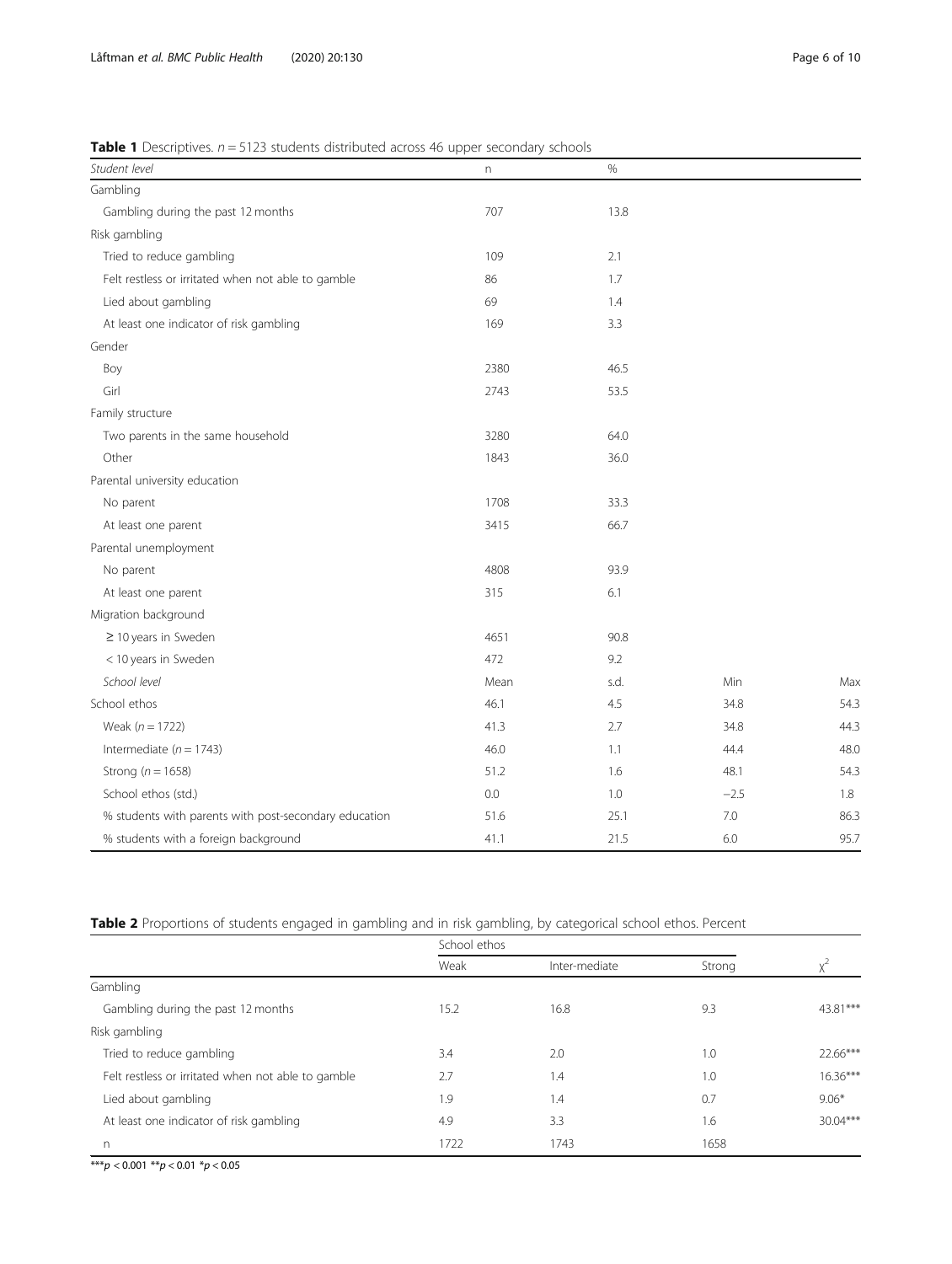**Table 1** Descriptives. $n = 5123$ students distributed across 46 upper secondary schools

| *Student level* | n | % | | |
|---|---|---|---|---|
| Gambling | | | | |
| Gambling during the past 12 months | 707 | 13.8 | | |
| Risk gambling | | | | |
| Tried to reduce gambling | 109 | 2.1 | | |
| Felt restless or irritated when not able to gamble | 86 | 1.7 | | |
| Lied about gambling | 69 | 1.4 | | |
| At least one indicator of risk gambling | 169 | 3.3 | | |
| Gender | | | | |
| Boy | 2380 | 46.5 | | |
| Girl | 2743 | 53.5 | | |
| Family structure | | | | |
| Two parents in the same household | 3280 | 64.0 | | |
| Other | 1843 | 36.0 | | |
| Parental university education | | | | |
| No parent | 1708 | 33.3 | | |
| At least one parent | 3415 | 66.7 | | |
| Parental unemployment | | | | |
| No parent | 4808 | 93.9 | | |
| At least one parent | 315 | 6.1 | | |
| Migration background | | | | |
| ≥ 10 years in Sweden | 4651 | 90.8 | | |
| < 10 years in Sweden | 472 | 9.2 | | |
| *School level* | Mean | s.d. | Min | Max |
| School ethos | 46.1 | 4.5 | 34.8 | 54.3 |
| Weak ($n = 1722$) | 41.3 | 2.7 | 34.8 | 44.3 |
| Intermediate ($n = 1743$) | 46.0 | 1.1 | 44.4 | 48.0 |
| Strong ($n = 1658$) | 51.2 | 1.6 | 48.1 | 54.3 |
| School ethos (std.) | 0.0 | 1.0 | −2.5 | 1.8 |
| % students with parents with post-secondary education | 51.6 | 25.1 | 7.0 | 86.3 |
| % students with a foreign background | 41.1 | 21.5 | 6.0 | 95.7 |

**Table 2** Proportions of students engaged in gambling and in risk gambling, by categorical school ethos. Percent

| | School ethos | | | |
|---|---|---|---|---|
| | Weak | Inter-mediate | Strong | $\chi^2$ |
| Gambling | | | | |
| Gambling during the past 12 months | 15.2 | 16.8 | 9.3 | 43.81*** |
| Risk gambling | | | | |
| Tried to reduce gambling | 3.4 | 2.0 | 1.0 | 22.66*** |
| Felt restless or irritated when not able to gamble | 2.7 | 1.4 | 1.0 | 16.36*** |
| Lied about gambling | 1.9 | 1.4 | 0.7 | 9.06* |
| At least one indicator of risk gambling | 4.9 | 3.3 | 1.6 | 30.04*** |
| n | 1722 | 1743 | 1658 | |

***$p < 0.001$ **$p < 0.01$ *$p < 0.05$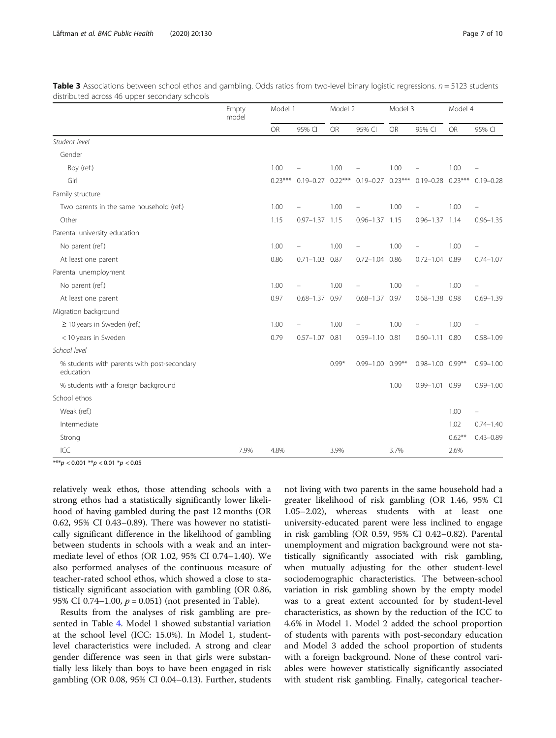**Table 3** Associations between school ethos and gambling. Odds ratios from two-level binary logistic regressions. $n = 5123$ students distributed across 46 upper secondary schools

| | Empty model | Model 1 | | Model 2 | | Model 3 | | Model 4 | |
|---|---|---|---|---|---|---|---|---|---|
| | | OR | 95% CI | OR | 95% CI | OR | 95% CI | OR | 95% CI |
| *Student level* | | | | | | | | | |
| Gender | | | | | | | | | |
| Boy (ref.) | | 1.00 | – | 1.00 | – | 1.00 | – | 1.00 | – |
| Girl | | 0.23*** | 0.19–0.27 | 0.22*** | 0.19–0.27 | 0.23*** | 0.19–0.28 | 0.23*** | 0.19–0.28 |
| Family structure | | | | | | | | | |
| Two parents in the same household (ref.) | | 1.00 | – | 1.00 | – | 1.00 | – | 1.00 | – |
| Other | | 1.15 | 0.97–1.37 | 1.15 | 0.96–1.37 | 1.15 | 0.96–1.37 | 1.14 | 0.96–1.35 |
| Parental university education | | | | | | | | | |
| No parent (ref.) | | 1.00 | – | 1.00 | – | 1.00 | – | 1.00 | – |
| At least one parent | | 0.86 | 0.71–1.03 | 0.87 | 0.72–1.04 | 0.86 | 0.72–1.04 | 0.89 | 0.74–1.07 |
| Parental unemployment | | | | | | | | | |
| No parent (ref.) | | 1.00 | – | 1.00 | – | 1.00 | – | 1.00 | – |
| At least one parent | | 0.97 | 0.68–1.37 | 0.97 | 0.68–1.37 | 0.97 | 0.68–1.38 | 0.98 | 0.69–1.39 |
| Migration background | | | | | | | | | |
| ≥ 10 years in Sweden (ref.) | | 1.00 | – | 1.00 | – | 1.00 | – | 1.00 | – |
| < 10 years in Sweden | | 0.79 | 0.57–1.07 | 0.81 | 0.59–1.10 | 0.81 | 0.60–1.11 | 0.80 | 0.58–1.09 |
| *School level* | | | | | | | | | |
| % students with parents with post-secondary education | | | | 0.99* | 0.99–1.00 | 0.99** | 0.98–1.00 | 0.99** | 0.99–1.00 |
| % students with a foreign background | | | | | | 1.00 | 0.99–1.01 | 0.99 | 0.99–1.00 |
| School ethos | | | | | | | | | |
| Weak (ref.) | | | | | | | | 1.00 | – |
| Intermediate | | | | | | | | 1.02 | 0.74–1.40 |
| Strong | | | | | | | | 0.62** | 0.43–0.89 |
| ICC | 7.9% | 4.8% | | 3.9% | | 3.7% | | 2.6% | |

***$p < 0.001$ **$p < 0.01$ *$p < 0.05$

relatively weak ethos, those attending schools with a strong ethos had a statistically significantly lower likelihood of having gambled during the past 12 months (OR 0.62, 95% CI 0.43–0.89). There was however no statistically significant difference in the likelihood of gambling between students in schools with a weak and an intermediate level of ethos (OR 1.02, 95% CI 0.74–1.40). We also performed analyses of the continuous measure of teacher-rated school ethos, which showed a close to statistically significant association with gambling (OR 0.86, 95% CI 0.74–1.00, $p = 0.051$) (not presented in Table).

Results from the analyses of risk gambling are presented in Table 4. Model 1 showed substantial variation at the school level (ICC: 15.0%). In Model 1, student-level characteristics were included. A strong and clear gender difference was seen in that girls were substantially less likely than boys to have been engaged in risk gambling (OR 0.08, 95% CI 0.04–0.13). Further, students not living with two parents in the same household had a greater likelihood of risk gambling (OR 1.46, 95% CI 1.05–2.02), whereas students with at least one university-educated parent were less inclined to engage in risk gambling (OR 0.59, 95% CI 0.42–0.82). Parental unemployment and migration background were not statistically significantly associated with risk gambling, when mutually adjusting for the other student-level sociodemographic characteristics. The between-school variation in risk gambling shown by the empty model was to a great extent accounted for by student-level characteristics, as shown by the reduction of the ICC to 4.6% in Model 1. Model 2 added the school proportion of students with parents with post-secondary education and Model 3 added the school proportion of students with a foreign background. None of these control variables were however statistically significantly associated with student risk gambling. Finally, categorical teacher-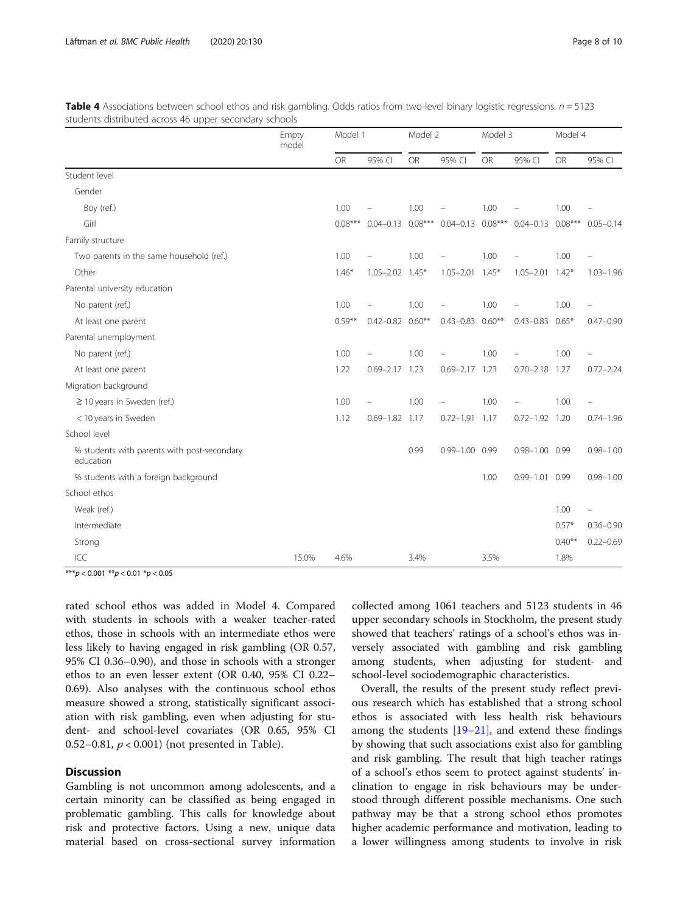**Table 4** Associations between school ethos and risk gambling. Odds ratios from two-level binary logistic regressions. $n = 5123$ students distributed across 46 upper secondary schools

| | Empty model | Model 1 | | Model 2 | | Model 3 | | Model 4 | |
|---|---|---|---|---|---|---|---|---|---|
| | | OR | 95% CI | OR | 95% CI | OR | 95% CI | OR | 95% CI |
| Student level | | | | | | | | | |
| Gender | | | | | | | | | |
| Boy (ref.) | | 1.00 | – | 1.00 | – | 1.00 | – | 1.00 | – |
| Girl | | 0.08*** | 0.04–0.13 | 0.08*** | 0.04–0.13 | 0.08*** | 0.04–0.13 | 0.08*** | 0.05–0.14 |
| Family structure | | | | | | | | | |
| Two parents in the same household (ref.) | | 1.00 | – | 1.00 | – | 1.00 | – | 1.00 | – |
| Other | | 1.46* | 1.05–2.02 | 1.45* | 1.05–2.01 | 1.45* | 1.05–2.01 | 1.42* | 1.03–1.96 |
| Parental university education | | | | | | | | | |
| No parent (ref.) | | 1.00 | – | 1.00 | – | 1.00 | – | 1.00 | – |
| At least one parent | | 0.59** | 0.42–0.82 | 0.60** | 0.43–0.83 | 0.60** | 0.43–0.83 | 0.65* | 0.47–0.90 |
| Parental unemployment | | | | | | | | | |
| No parent (ref.) | | 1.00 | – | 1.00 | – | 1.00 | – | 1.00 | – |
| At least one parent | | 1.22 | 0.69–2.17 | 1.23 | 0.69–2.17 | 1.23 | 0.70–2.18 | 1.27 | 0.72–2.24 |
| Migration background | | | | | | | | | |
| ≥ 10 years in Sweden (ref.) | | 1.00 | – | 1.00 | – | 1.00 | – | 1.00 | – |
| < 10 years in Sweden | | 1.12 | 0.69–1.82 | 1.17 | 0.72–1.91 | 1.17 | 0.72–1.92 | 1.20 | 0.74–1.96 |
| School level | | | | | | | | | |
| % students with parents with post-secondary education | | | | 0.99 | 0.99–1.00 | 0.99 | 0.98–1.00 | 0.99 | 0.98–1.00 |
| % students with a foreign background | | | | | | 1.00 | 0.99–1.01 | 0.99 | 0.98–1.00 |
| School ethos | | | | | | | | | |
| Weak (ref.) | | | | | | | | 1.00 | – |
| Intermediate | | | | | | | | 0.57* | 0.36–0.90 |
| Strong | | | | | | | | 0.40** | 0.22–0.69 |
| ICC | 15.0% | 4.6% | | 3.4% | | 3.5% | | 1.8% | |

***$p < 0.001$ **$p < 0.01$ *$p < 0.05$

rated school ethos was added in Model 4. Compared with students in schools with a weaker teacher-rated ethos, those in schools with an intermediate ethos were less likely to having engaged in risk gambling (OR 0.57, 95% CI 0.36–0.90), and those in schools with a stronger ethos to an even lesser extent (OR 0.40, 95% CI 0.22–0.69). Also analyses with the continuous school ethos measure showed a strong, statistically significant association with risk gambling, even when adjusting for student- and school-level covariates (OR 0.65, 95% CI 0.52–0.81, $p < 0.001$) (not presented in Table).

## Discussion

Gambling is not uncommon among adolescents, and a certain minority can be classified as being engaged in problematic gambling. This calls for knowledge about risk and protective factors. Using a new, unique data material based on cross-sectional survey information collected among 1061 teachers and 5123 students in 46 upper secondary schools in Stockholm, the present study showed that teachers' ratings of a school's ethos was inversely associated with gambling and risk gambling among students, when adjusting for student- and school-level sociodemographic characteristics.

Overall, the results of the present study reflect previous research which has established that a strong school ethos is associated with less health risk behaviours among the students [19–21], and extend these findings by showing that such associations exist also for gambling and risk gambling. The result that high teacher ratings of a school's ethos seem to protect against students' inclination to engage in risk behaviours may be understood through different possible mechanisms. One such pathway may be that a strong school ethos promotes higher academic performance and motivation, leading to a lower willingness among students to involve in risk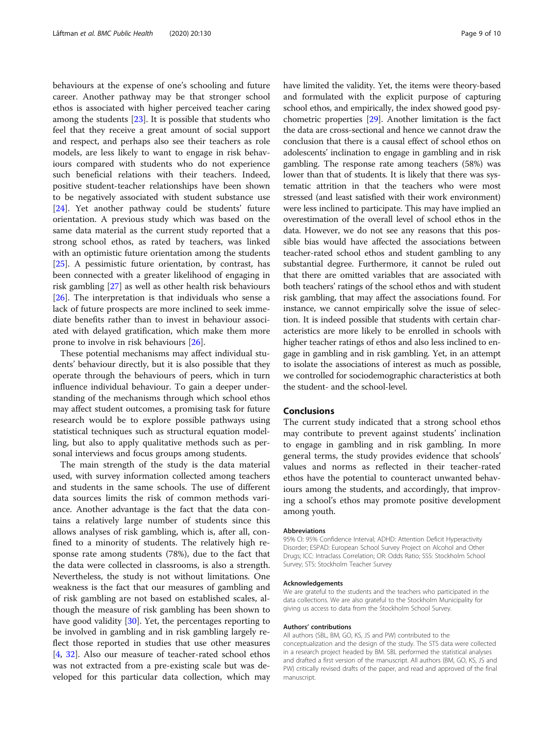behaviours at the expense of one's schooling and future career. Another pathway may be that stronger school ethos is associated with higher perceived teacher caring among the students [23]. It is possible that students who feel that they receive a great amount of social support and respect, and perhaps also see their teachers as role models, are less likely to want to engage in risk behaviours compared with students who do not experience such beneficial relations with their teachers. Indeed, positive student-teacher relationships have been shown to be negatively associated with student substance use [24]. Yet another pathway could be students' future orientation. A previous study which was based on the same data material as the current study reported that a strong school ethos, as rated by teachers, was linked with an optimistic future orientation among the students [25]. A pessimistic future orientation, by contrast, has been connected with a greater likelihood of engaging in risk gambling [27] as well as other health risk behaviours [26]. The interpretation is that individuals who sense a lack of future prospects are more inclined to seek immediate benefits rather than to invest in behaviour associated with delayed gratification, which make them more prone to involve in risk behaviours [26].

These potential mechanisms may affect individual students' behaviour directly, but it is also possible that they operate through the behaviours of peers, which in turn influence individual behaviour. To gain a deeper understanding of the mechanisms through which school ethos may affect student outcomes, a promising task for future research would be to explore possible pathways using statistical techniques such as structural equation modelling, but also to apply qualitative methods such as personal interviews and focus groups among students.

The main strength of the study is the data material used, with survey information collected among teachers and students in the same schools. The use of different data sources limits the risk of common methods variance. Another advantage is the fact that the data contains a relatively large number of students since this allows analyses of risk gambling, which is, after all, confined to a minority of students. The relatively high response rate among students (78%), due to the fact that the data were collected in classrooms, is also a strength. Nevertheless, the study is not without limitations. One weakness is the fact that our measures of gambling and of risk gambling are not based on established scales, although the measure of risk gambling has been shown to have good validity [30]. Yet, the percentages reporting to be involved in gambling and in risk gambling largely reflect those reported in studies that use other measures [4, 32]. Also our measure of teacher-rated school ethos was not extracted from a pre-existing scale but was developed for this particular data collection, which may have limited the validity. Yet, the items were theory-based and formulated with the explicit purpose of capturing school ethos, and empirically, the index showed good psychometric properties [29]. Another limitation is the fact the data are cross-sectional and hence we cannot draw the conclusion that there is a causal effect of school ethos on adolescents' inclination to engage in gambling and in risk gambling. The response rate among teachers (58%) was lower than that of students. It is likely that there was systematic attrition in that the teachers who were most stressed (and least satisfied with their work environment) were less inclined to participate. This may have implied an overestimation of the overall level of school ethos in the data. However, we do not see any reasons that this possible bias would have affected the associations between teacher-rated school ethos and student gambling to any substantial degree. Furthermore, it cannot be ruled out that there are omitted variables that are associated with both teachers' ratings of the school ethos and with student risk gambling, that may affect the associations found. For instance, we cannot empirically solve the issue of selection. It is indeed possible that students with certain characteristics are more likely to be enrolled in schools with higher teacher ratings of ethos and also less inclined to engage in gambling and in risk gambling. Yet, in an attempt to isolate the associations of interest as much as possible, we controlled for sociodemographic characteristics at both the student- and the school-level.

## Conclusions

The current study indicated that a strong school ethos may contribute to prevent against students' inclination to engage in gambling and in risk gambling. In more general terms, the study provides evidence that schools' values and norms as reflected in their teacher-rated ethos have the potential to counteract unwanted behaviours among the students, and accordingly, that improving a school's ethos may promote positive development among youth.

#### Abbreviations

95% CI: 95% Confidence Interval; ADHD: Attention Deficit Hyperactivity Disorder; ESPAD: European School Survey Project on Alcohol and Other Drugs; ICC: Intraclass Correlation; OR: Odds Ratio; SSS: Stockholm School Survey; STS: Stockholm Teacher Survey

#### Acknowledgements

We are grateful to the students and the teachers who participated in the data collections. We are also grateful to the Stockholm Municipality for giving us access to data from the Stockholm School Survey.

#### Authors' contributions

All authors (SBL, BM, GO, KS, JS and PW) contributed to the conceptualization and the design of the study. The STS data were collected in a research project headed by BM. SBL performed the statistical analyses and drafted a first version of the manuscript. All authors (BM, GO, KS, JS and PW) critically revised drafts of the paper, and read and approved of the final manuscript.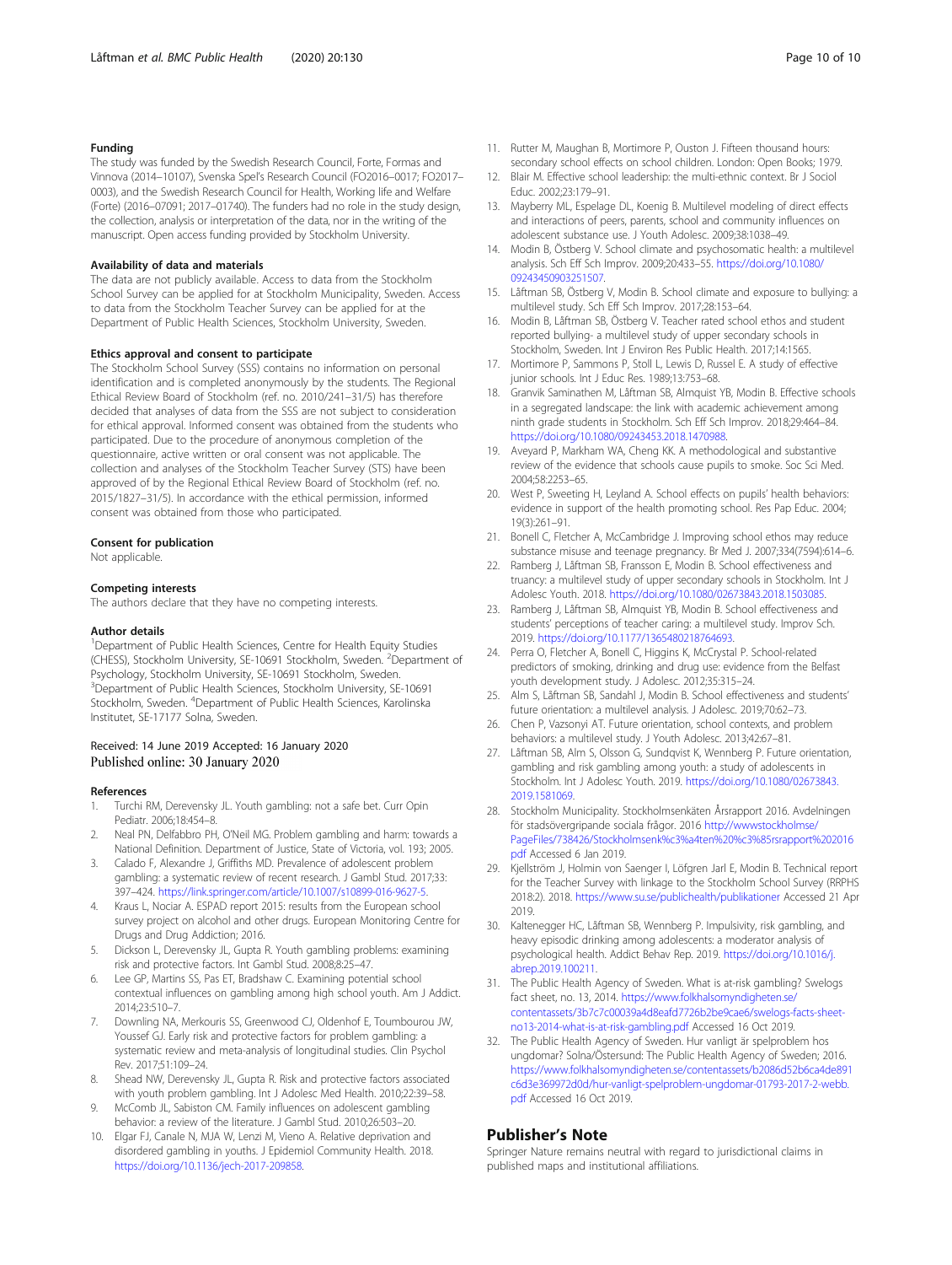### Funding

The study was funded by the Swedish Research Council, Forte, Formas and Vinnova (2014–10107), Svenska Spel's Research Council (FO2016–0017; FO2017–0003), and the Swedish Research Council for Health, Working life and Welfare (Forte) (2016–07091; 2017–01740). The funders had no role in the study design, the collection, analysis or interpretation of the data, nor in the writing of the manuscript. Open access funding provided by Stockholm University.

### Availability of data and materials

The data are not publicly available. Access to data from the Stockholm School Survey can be applied for at Stockholm Municipality, Sweden. Access to data from the Stockholm Teacher Survey can be applied for at the Department of Public Health Sciences, Stockholm University, Sweden.

### Ethics approval and consent to participate

The Stockholm School Survey (SSS) contains no information on personal identification and is completed anonymously by the students. The Regional Ethical Review Board of Stockholm (ref. no. 2010/241–31/5) has therefore decided that analyses of data from the SSS are not subject to consideration for ethical approval. Informed consent was obtained from the students who participated. Due to the procedure of anonymous completion of the questionnaire, active written or oral consent was not applicable. The collection and analyses of the Stockholm Teacher Survey (STS) have been approved of by the Regional Ethical Review Board of Stockholm (ref. no. 2015/1827–31/5). In accordance with the ethical permission, informed consent was obtained from those who participated.

### Consent for publication

Not applicable.

### Competing interests

The authors declare that they have no competing interests.

### Author details

[1]Department of Public Health Sciences, Centre for Health Equity Studies (CHESS), Stockholm University, SE-10691 Stockholm, Sweden. [2]Department of Psychology, Stockholm University, SE-10691 Stockholm, Sweden. [3]Department of Public Health Sciences, Stockholm University, SE-10691 Stockholm, Sweden. [4]Department of Public Health Sciences, Karolinska Institutet, SE-17177 Solna, Sweden.

Received: 14 June 2019 Accepted: 16 January 2020
Published online: 30 January 2020

### References

1. Turchi RM, Derevensky JL. Youth gambling: not a safe bet. Curr Opin Pediatr. 2006;18:454–8.
2. Neal PN, Delfabbro PH, O'Neil MG. Problem gambling and harm: towards a National Definition. Department of Justice, State of Victoria, vol. 193; 2005.
3. Calado F, Alexandre J, Griffiths MD. Prevalence of adolescent problem gambling: a systematic review of recent research. J Gambl Stud. 2017;33:397–424. https://link.springer.com/article/10.1007/s10899-016-9627-5.
4. Kraus L, Nociar A. ESPAD report 2015: results from the European school survey project on alcohol and other drugs. European Monitoring Centre for Drugs and Drug Addiction; 2016.
5. Dickson L, Derevensky JL, Gupta R. Youth gambling problems: examining risk and protective factors. Int Gambl Stud. 2008;8:25–47.
6. Lee GP, Martins SS, Pas ET, Bradshaw C. Examining potential school contextual influences on gambling among high school youth. Am J Addict. 2014;23:510–7.
7. Downling NA, Merkouris SS, Greenwood CJ, Oldenhof E, Toumbourou JW, Youssef GJ. Early risk and protective factors for problem gambling: a systematic review and meta-analysis of longitudinal studies. Clin Psychol Rev. 2017;51:109–24.
8. Shead NW, Derevensky JL, Gupta R. Risk and protective factors associated with youth problem gambling. Int J Adolesc Med Health. 2010;22:39–58.
9. McComb JL, Sabiston CM. Family influences on adolescent gambling behavior: a review of the literature. J Gambl Stud. 2010;26:503–20.
10. Elgar FJ, Canale N, MJA W, Lenzi M, Vieno A. Relative deprivation and disordered gambling in youths. J Epidemiol Community Health. 2018. https://doi.org/10.1136/jech-2017-209858.
11. Rutter M, Maughan B, Mortimore P, Ouston J. Fifteen thousand hours: secondary school effects on school children. London: Open Books; 1979.
12. Blair M. Effective school leadership: the multi-ethnic context. Br J Sociol Educ. 2002;23:179–91.
13. Mayberry ML, Espelage DL, Koenig B. Multilevel modeling of direct effects and interactions of peers, parents, school and community influences on adolescent substance use. J Youth Adolesc. 2009;38:1038–49.
14. Modin B, Östberg V. School climate and psychosomatic health: a multilevel analysis. Sch Eff Sch Improv. 2009;20:433–55. https://doi.org/10.1080/09243450903251507.
15. Låftman SB, Östberg V, Modin B. School climate and exposure to bullying: a multilevel study. Sch Eff Sch Improv. 2017;28:153–64.
16. Modin B, Låftman SB, Östberg V. Teacher rated school ethos and student reported bullying- a multilevel study of upper secondary schools in Stockholm, Sweden. Int J Environ Res Public Health. 2017;14:1565.
17. Mortimore P, Sammons P, Stoll L, Lewis D, Russel E. A study of effective junior schools. Int J Educ Res. 1989;13:753–68.
18. Granvik Saminathen M, Låftman SB, Almquist YB, Modin B. Effective schools in a segregated landscape: the link with academic achievement among ninth grade students in Stockholm. Sch Eff Sch Improv. 2018;29:464–84. https://doi.org/10.1080/09243453.2018.1470988.
19. Aveyard P, Markham WA, Cheng KK. A methodological and substantive review of the evidence that schools cause pupils to smoke. Soc Sci Med. 2004;58:2253–65.
20. West P, Sweeting H, Leyland A. School effects on pupils' health behaviors: evidence in support of the health promoting school. Res Pap Educ. 2004;19(3):261–91.
21. Bonell C, Fletcher A, McCambridge J. Improving school ethos may reduce substance misuse and teenage pregnancy. Br Med J. 2007;334(7594):614–6.
22. Ramberg J, Låftman SB, Fransson E, Modin B. School effectiveness and truancy: a multilevel study of upper secondary schools in Stockholm. Int J Adolesc Youth. 2018. https://doi.org/10.1080/02673843.2018.1503085.
23. Ramberg J, Låftman SB, Almquist YB, Modin B. School effectiveness and students' perceptions of teacher caring: a multilevel study. Improv Sch. 2019. https://doi.org/10.1177/1365480218764693.
24. Perra O, Fletcher A, Bonell C, Higgins K, McCrystal P. School-related predictors of smoking, drinking and drug use: evidence from the Belfast youth development study. J Adolesc. 2012;35:315–24.
25. Alm S, Låftman SB, Sandahl J, Modin B. School effectiveness and students' future orientation: a multilevel analysis. J Adolesc. 2019;70:62–73.
26. Chen P, Vazsonyi AT. Future orientation, school contexts, and problem behaviors: a multilevel study. J Youth Adolesc. 2013;42:67–81.
27. Låftman SB, Alm S, Olsson G, Sundqvist K, Wennberg P. Future orientation, gambling and risk gambling among youth: a study of adolescents in Stockholm. Int J Adolesc Youth. 2019. https://doi.org/10.1080/02673843.2019.1581069.
28. Stockholm Municipality. Stockholmsenkäten Årsrapport 2016. Avdelningen för stadsövergripande sociala frågor. 2016 http://wwwstockholmse/PageFiles/738426/Stockholmsenk%c3%a4ten%20%c3%85rsrapport%202016pdf Accessed 6 Jan 2019.
29. Kjellström J, Holmin von Saenger I, Löfgren Jarl E, Modin B. Technical report for the Teacher Survey with linkage to the Stockholm School Survey (RRPHS 2018:2). 2018. https://www.su.se/publichealth/publikationer Accessed 21 Apr 2019.
30. Kaltenegger HC, Låftman SB, Wennberg P. Impulsivity, risk gambling, and heavy episodic drinking among adolescents: a moderator analysis of psychological health. Addict Behav Rep. 2019. https://doi.org/10.1016/j.abrep.2019.100211.
31. The Public Health Agency of Sweden. What is at-risk gambling? Swelogs fact sheet, no. 13, 2014. https://www.folkhalsomyndigheten.se/contentassets/3b7c7c00039a4d8eafd7726b2be9cae6/swelogs-facts-sheet-no13-2014-what-is-at-risk-gambling.pdf Accessed 16 Oct 2019.
32. The Public Health Agency of Sweden. Hur vanligt är spelproblem hos ungdomar? Solna/Östersund: The Public Health Agency of Sweden; 2016. https://www.folkhalsomyndigheten.se/contentassets/b2086d52b6ca4de891c6d3e369972d0d/hur-vanligt-spelproblem-ungdomar-01793-2017-2-webb.pdf Accessed 16 Oct 2019.

## Publisher's Note

Springer Nature remains neutral with regard to jurisdictional claims in published maps and institutional affiliations.